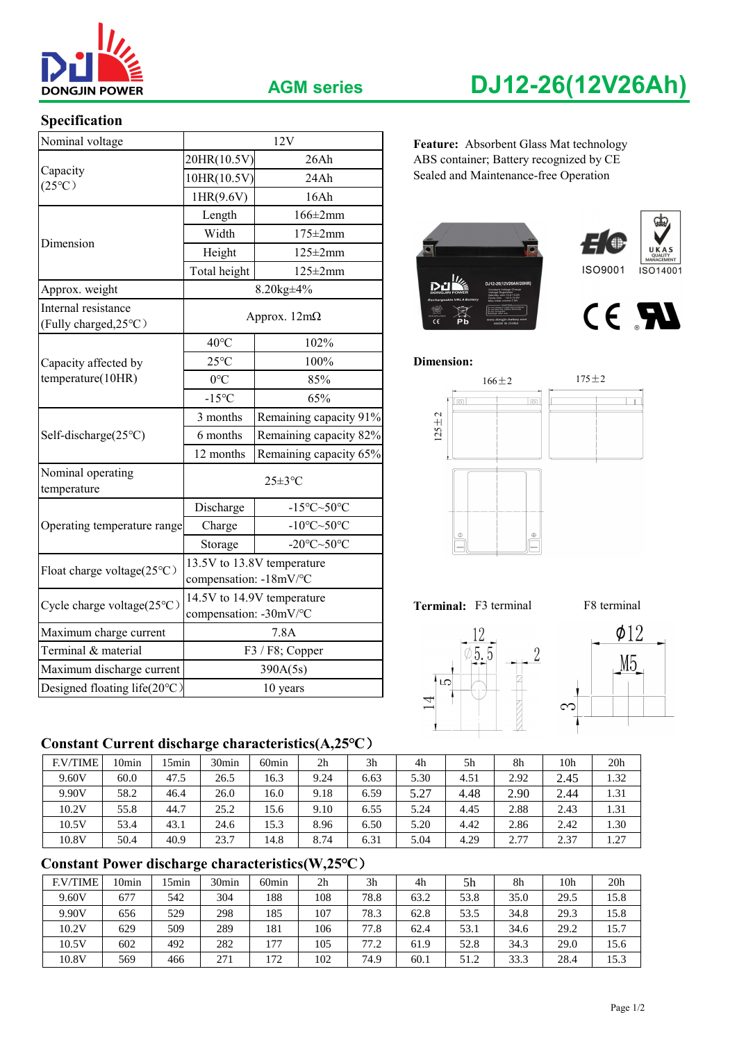DONGJIN POWER

AGM series

# DJ12-26(12V26Ah)

## Specification

| Nominal voltage | 12V | |
|---|---|---|
| Capacity (25℃) | 20HR(10.5V) | 26Ah |
| | 10HR(10.5V) | 24Ah |
| | 1HR(9.6V) | 16Ah |
| Dimension | Length | 166±2mm |
| | Width | 175±2mm |
| | Height | 125±2mm |
| | Total height | 125±2mm |
| Approx. weight | 8.20kg±4% | |
| Internal resistance (Fully charged,25℃) | Approx. 12mΩ | |
| Capacity affected by temperature(10HR) | 40℃ | 102% |
| | 25℃ | 100% |
| | 0℃ | 85% |
| | -15℃ | 65% |
| Self-discharge(25℃) | 3 months | Remaining capacity 91% |
| | 6 months | Remaining capacity 82% |
| | 12 months | Remaining capacity 65% |
| Nominal operating temperature | 25±3℃ | |
| Operating temperature range | Discharge | -15℃~50℃ |
| | Charge | -10℃~50℃ |
| | Storage | -20℃~50℃ |
| Float charge voltage(25℃) | 13.5V to 13.8V temperature compensation: -18mV/℃ | |
| Cycle charge voltage(25℃) | 14.5V to 14.9V temperature compensation: -30mV/℃ | |
| Maximum charge current | 7.8A | |
| Terminal & material | F3 / F8; Copper | |
| Maximum discharge current | 390A(5s) | |
| Designed floating life(20℃) | 10 years | |

**Feature:** Absorbent Glass Mat technology
ABS container; Battery recognized by CE
Sealed and Maintenance-free Operation

ISO9001 ISO14001

**Dimension:**

166±2 175±2 125±2

**Terminal:** F3 terminal F8 terminal

## Constant Current discharge characteristics(A,25℃)

| F.V/TIME | 10min | 15min | 30min | 60min | 2h | 3h | 4h | 5h | 8h | 10h | 20h |
|---|---|---|---|---|---|---|---|---|---|---|---|
| 9.60V | 60.0 | 47.5 | 26.5 | 16.3 | 9.24 | 6.63 | 5.30 | 4.51 | 2.92 | 2.45 | 1.32 |
| 9.90V | 58.2 | 46.4 | 26.0 | 16.0 | 9.18 | 6.59 | 5.27 | 4.48 | 2.90 | 2.44 | 1.31 |
| 10.2V | 55.8 | 44.7 | 25.2 | 15.6 | 9.10 | 6.55 | 5.24 | 4.45 | 2.88 | 2.43 | 1.31 |
| 10.5V | 53.4 | 43.1 | 24.6 | 15.3 | 8.96 | 6.50 | 5.20 | 4.42 | 2.86 | 2.42 | 1.30 |
| 10.8V | 50.4 | 40.9 | 23.7 | 14.8 | 8.74 | 6.31 | 5.04 | 4.29 | 2.77 | 2.37 | 1.27 |

## Constant Power discharge characteristics(W,25℃)

| F.V/TIME | 10min | 15min | 30min | 60min | 2h | 3h | 4h | 5h | 8h | 10h | 20h |
|---|---|---|---|---|---|---|---|---|---|---|---|
| 9.60V | 677 | 542 | 304 | 188 | 108 | 78.8 | 63.2 | 53.8 | 35.0 | 29.5 | 15.8 |
| 9.90V | 656 | 529 | 298 | 185 | 107 | 78.3 | 62.8 | 53.5 | 34.8 | 29.3 | 15.8 |
| 10.2V | 629 | 509 | 289 | 181 | 106 | 77.8 | 62.4 | 53.1 | 34.6 | 29.2 | 15.7 |
| 10.5V | 602 | 492 | 282 | 177 | 105 | 77.2 | 61.9 | 52.8 | 34.3 | 29.0 | 15.6 |
| 10.8V | 569 | 466 | 271 | 172 | 102 | 74.9 | 60.1 | 51.2 | 33.3 | 28.4 | 15.3 |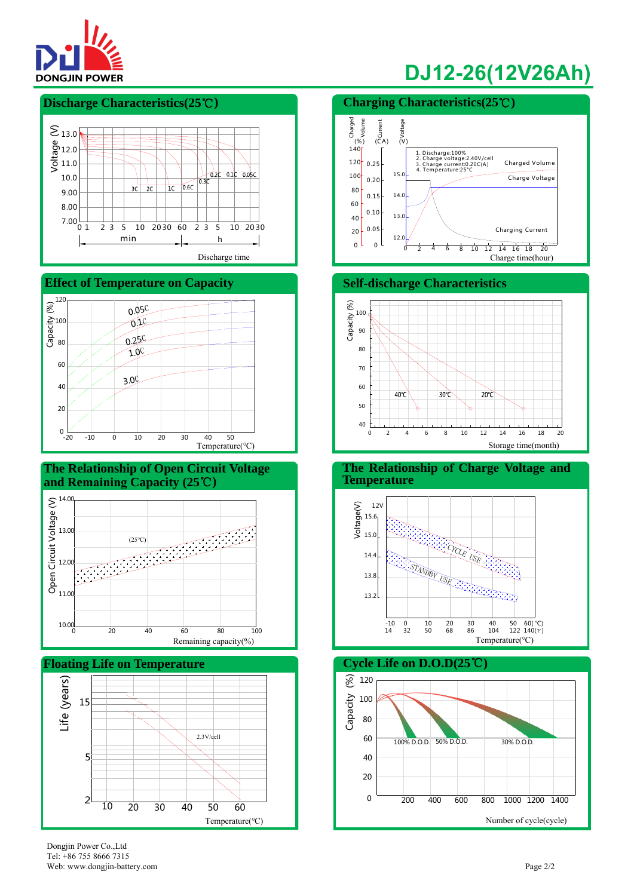DONGJIN POWER

# DJ12-26(12V26Ah)

## Discharge Characteristics(25℃)

Voltage (V)

13.0
12.0
11.0
10.0
9.00
8.00
7.00

3C 2C 1C 0.6C 0.3C 0.2C 0.1C 0.05C

0 1 2 3 5 10 20 30 60 2 3 5 10 20 30

min h

Discharge time

## Charging Characteristics(25℃)

Charged Volume (%) Current (CA) Voltage (V)

1. Discharge:100%
2. Charge voltage:2.40V/cell
3. Charge current:0.20C(A)
4. Temperature:25°C

Charged Volume
Charge Voltage
Charging Current

140 120 100 80 60 40 20 0
0.25 0.20 0.15 0.10 0.05 0
15.0 14.0 13.0 12.0

0 2 4 6 8 10 12 14 16 18 20

Charge time(hour)

## Effect of Temperature on Capacity

Capacity (%)

120 100 80 60 40 20 0

0.05C
0.1C
0.25C
1.0C
3.0C

-20 -10 0 10 20 30 40 50

Temperature(°C)

## Self-discharge Characteristics

Capacity (%)

100 90 80 70 60 50 40

40℃ 30℃ 20℃

0 2 4 6 8 10 12 14 16 18 20

Storage time(month)

## The Relationship of Open Circuit Voltage and Remaining Capacity (25℃)

Open Circuit Voltage (V)

14.00 13.00 12.00 11.00 10.00

(25°C)

0 20 40 60 80 100

Remaining capacity(%)

## The Relationship of Charge Voltage and Temperature

Voltage(V)

12V
15.6 15.0 14.4 13.8 13.2

CYCLE USE
STANDBY USE

-10 0 10 20 30 40 50 60(℃)
14 32 50 68 86 104 122 140(℉)

Temperature(°C)

## Floating Life on Temperature

Life (years)

15 5 2

2.3V/cell

10 20 30 40 50 60

Temperature(°C)

## Cycle Life on D.O.D(25℃)

Capacity (%)

120 100 80 60 40 20 0

100% D.O.D. 50% D.O.D. 30% D.O.D.

200 400 600 800 1000 1200 1400

Number of cycle(cycle)

Dongjin Power Co.,Ltd
Tel: +86 755 8666 7315
Web: www.dongjin-battery.com